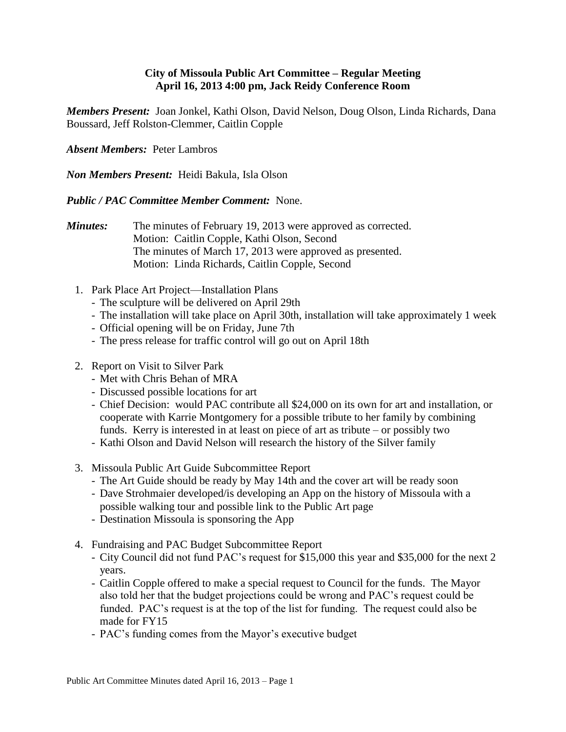**City of Missoula Public Art Committee – Regular Meeting**
**April 16, 2013 4:00 pm, Jack Reidy Conference Room**

***Members Present:*** Joan Jonkel, Kathi Olson, David Nelson, Doug Olson, Linda Richards, Dana Boussard, Jeff Rolston-Clemmer, Caitlin Copple

***Absent Members:*** Peter Lambros

***Non Members Present:*** Heidi Bakula, Isla Olson

***Public / PAC Committee Member Comment:*** None.

***Minutes:*** The minutes of February 19, 2013 were approved as corrected.
Motion: Caitlin Copple, Kathi Olson, Second
The minutes of March 17, 2013 were approved as presented.
Motion: Linda Richards, Caitlin Copple, Second

1. Park Place Art Project—Installation Plans
   - The sculpture will be delivered on April 29th
   - The installation will take place on April 30th, installation will take approximately 1 week
   - Official opening will be on Friday, June 7th
   - The press release for traffic control will go out on April 18th

2. Report on Visit to Silver Park
   - Met with Chris Behan of MRA
   - Discussed possible locations for art
   - Chief Decision: would PAC contribute all $24,000 on its own for art and installation, or cooperate with Karrie Montgomery for a possible tribute to her family by combining funds. Kerry is interested in at least on piece of art as tribute – or possibly two
   - Kathi Olson and David Nelson will research the history of the Silver family

3. Missoula Public Art Guide Subcommittee Report
   - The Art Guide should be ready by May 14th and the cover art will be ready soon
   - Dave Strohmaier developed/is developing an App on the history of Missoula with a possible walking tour and possible link to the Public Art page
   - Destination Missoula is sponsoring the App

4. Fundraising and PAC Budget Subcommittee Report
   - City Council did not fund PAC's request for $15,000 this year and $35,000 for the next 2 years.
   - Caitlin Copple offered to make a special request to Council for the funds. The Mayor also told her that the budget projections could be wrong and PAC's request could be funded. PAC's request is at the top of the list for funding. The request could also be made for FY15
   - PAC's funding comes from the Mayor's executive budget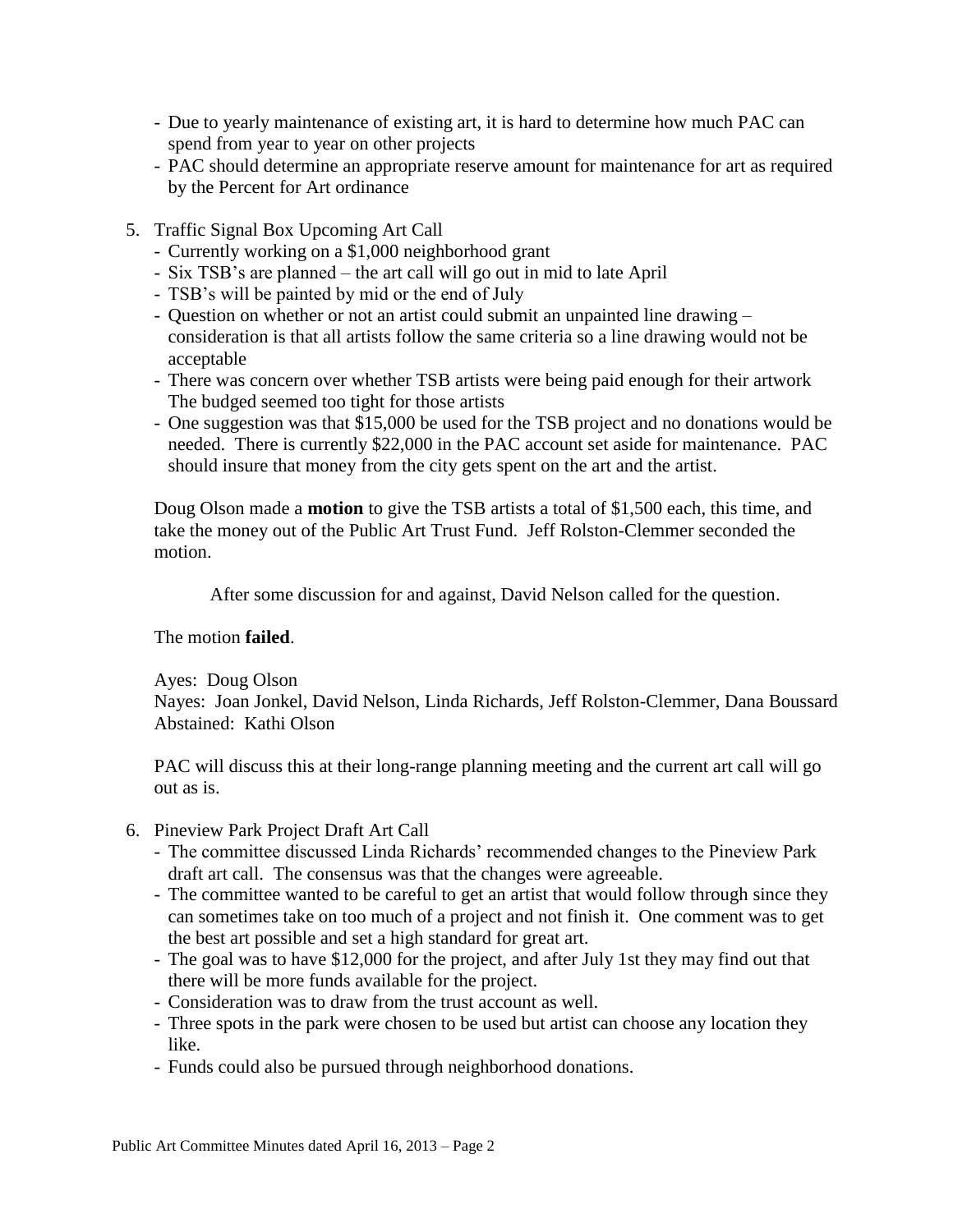- Due to yearly maintenance of existing art, it is hard to determine how much PAC can spend from year to year on other projects
- PAC should determine an appropriate reserve amount for maintenance for art as required by the Percent for Art ordinance

5. Traffic Signal Box Upcoming Art Call
   - Currently working on a $1,000 neighborhood grant
   - Six TSB's are planned – the art call will go out in mid to late April
   - TSB's will be painted by mid or the end of July
   - Question on whether or not an artist could submit an unpainted line drawing – consideration is that all artists follow the same criteria so a line drawing would not be acceptable
   - There was concern over whether TSB artists were being paid enough for their artwork The budged seemed too tight for those artists
   - One suggestion was that $15,000 be used for the TSB project and no donations would be needed. There is currently $22,000 in the PAC account set aside for maintenance. PAC should insure that money from the city gets spent on the art and the artist.

   Doug Olson made a **motion** to give the TSB artists a total of $1,500 each, this time, and take the money out of the Public Art Trust Fund. Jeff Rolston-Clemmer seconded the motion.

   After some discussion for and against, David Nelson called for the question.

   The motion **failed**.

   Ayes: Doug Olson
   Nayes: Joan Jonkel, David Nelson, Linda Richards, Jeff Rolston-Clemmer, Dana Boussard
   Abstained: Kathi Olson

   PAC will discuss this at their long-range planning meeting and the current art call will go out as is.

6. Pineview Park Project Draft Art Call
   - The committee discussed Linda Richards' recommended changes to the Pineview Park draft art call. The consensus was that the changes were agreeable.
   - The committee wanted to be careful to get an artist that would follow through since they can sometimes take on too much of a project and not finish it. One comment was to get the best art possible and set a high standard for great art.
   - The goal was to have $12,000 for the project, and after July 1st they may find out that there will be more funds available for the project.
   - Consideration was to draw from the trust account as well.
   - Three spots in the park were chosen to be used but artist can choose any location they like.
   - Funds could also be pursued through neighborhood donations.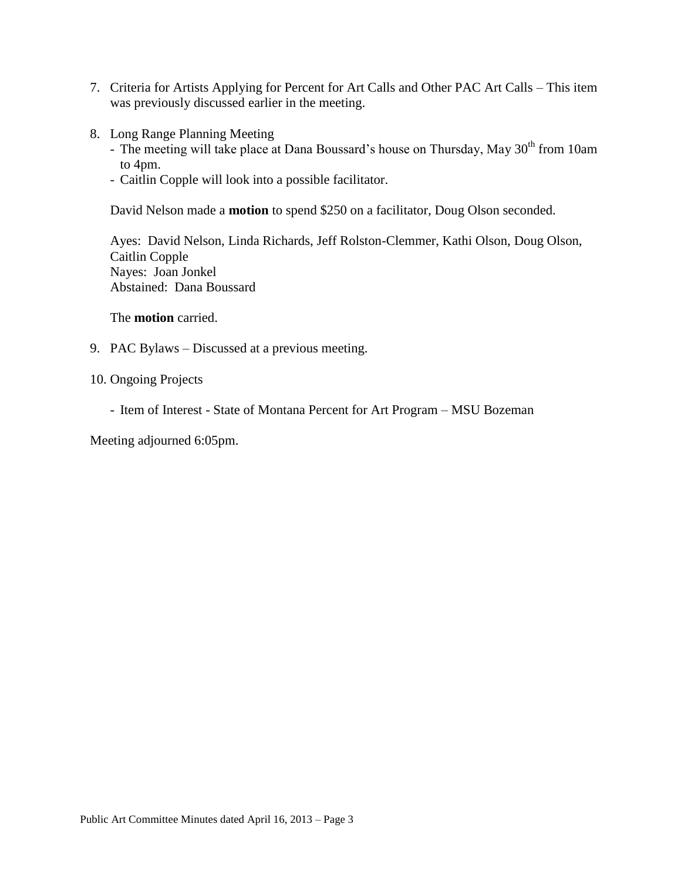7. Criteria for Artists Applying for Percent for Art Calls and Other PAC Art Calls – This item was previously discussed earlier in the meeting.

8. Long Range Planning Meeting
   - The meeting will take place at Dana Boussard's house on Thursday, May 30th from 10am to 4pm.
   - Caitlin Copple will look into a possible facilitator.

   David Nelson made a **motion** to spend $250 on a facilitator, Doug Olson seconded.

   Ayes: David Nelson, Linda Richards, Jeff Rolston-Clemmer, Kathi Olson, Doug Olson, Caitlin Copple
   Nayes: Joan Jonkel
   Abstained: Dana Boussard

   The **motion** carried.

9. PAC Bylaws – Discussed at a previous meeting.

10. Ongoing Projects

    - Item of Interest - State of Montana Percent for Art Program – MSU Bozeman

Meeting adjourned 6:05pm.